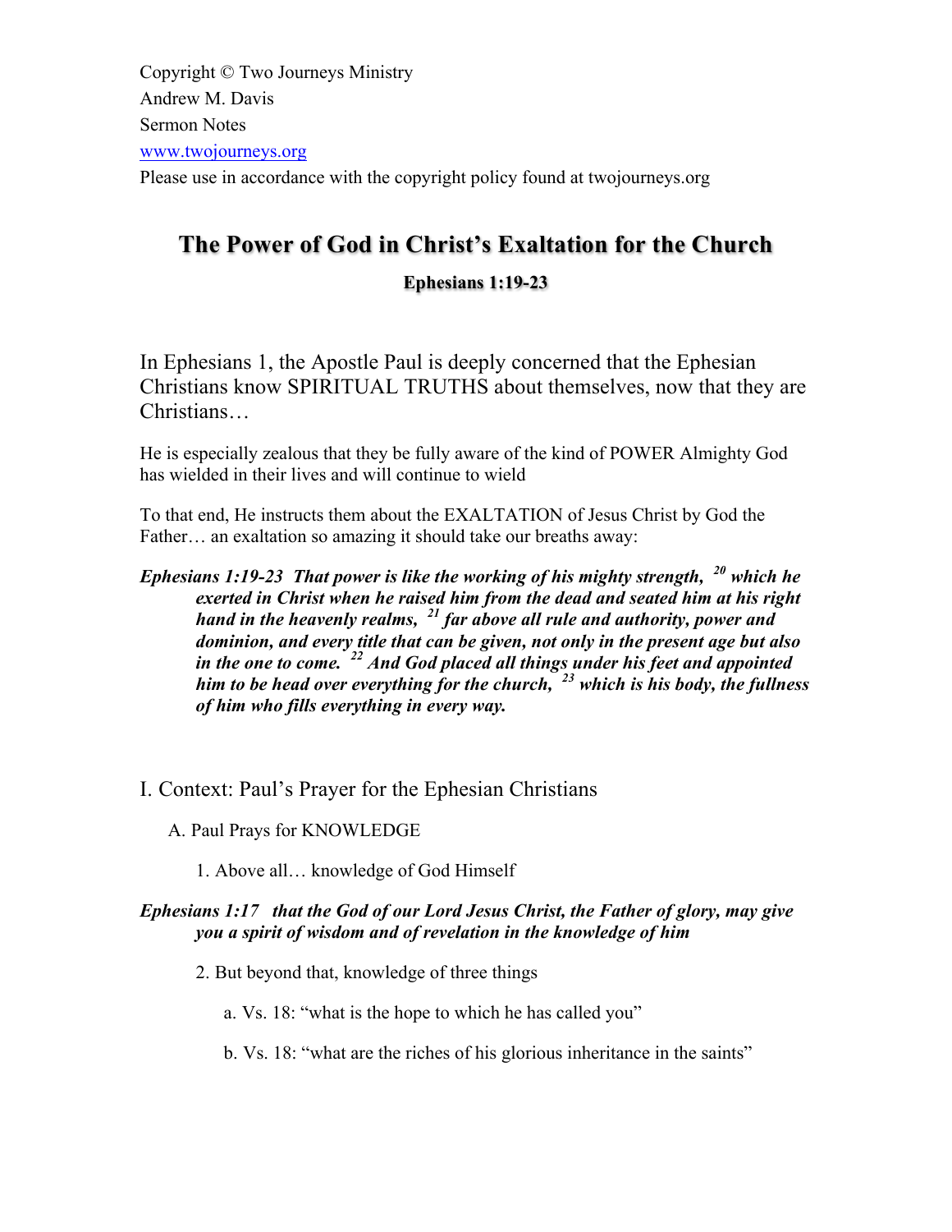Copyright © Two Journeys Ministry
Andrew M. Davis
Sermon Notes
www.twojourneys.org
Please use in accordance with the copyright policy found at twojourneys.org

# The Power of God in Christ's Exaltation for the Church

**Ephesians 1:19-23**

In Ephesians 1, the Apostle Paul is deeply concerned that the Ephesian Christians know SPIRITUAL TRUTHS about themselves, now that they are Christians…

He is especially zealous that they be fully aware of the kind of POWER Almighty God has wielded in their lives and will continue to wield

To that end, He instructs them about the EXALTATION of Jesus Christ by God the Father… an exaltation so amazing it should take our breaths away:

***Ephesians 1:19-23 That power is like the working of his mighty strength, [20] which he exerted in Christ when he raised him from the dead and seated him at his right hand in the heavenly realms, [21] far above all rule and authority, power and dominion, and every title that can be given, not only in the present age but also in the one to come. [22] And God placed all things under his feet and appointed him to be head over everything for the church, [23] which is his body, the fullness of him who fills everything in every way.***

## I. Context: Paul's Prayer for the Ephesian Christians

A. Paul Prays for KNOWLEDGE

1. Above all… knowledge of God Himself

***Ephesians 1:17 that the God of our Lord Jesus Christ, the Father of glory, may give you a spirit of wisdom and of revelation in the knowledge of him***

2. But beyond that, knowledge of three things

a. Vs. 18: "what is the hope to which he has called you"

b. Vs. 18: "what are the riches of his glorious inheritance in the saints"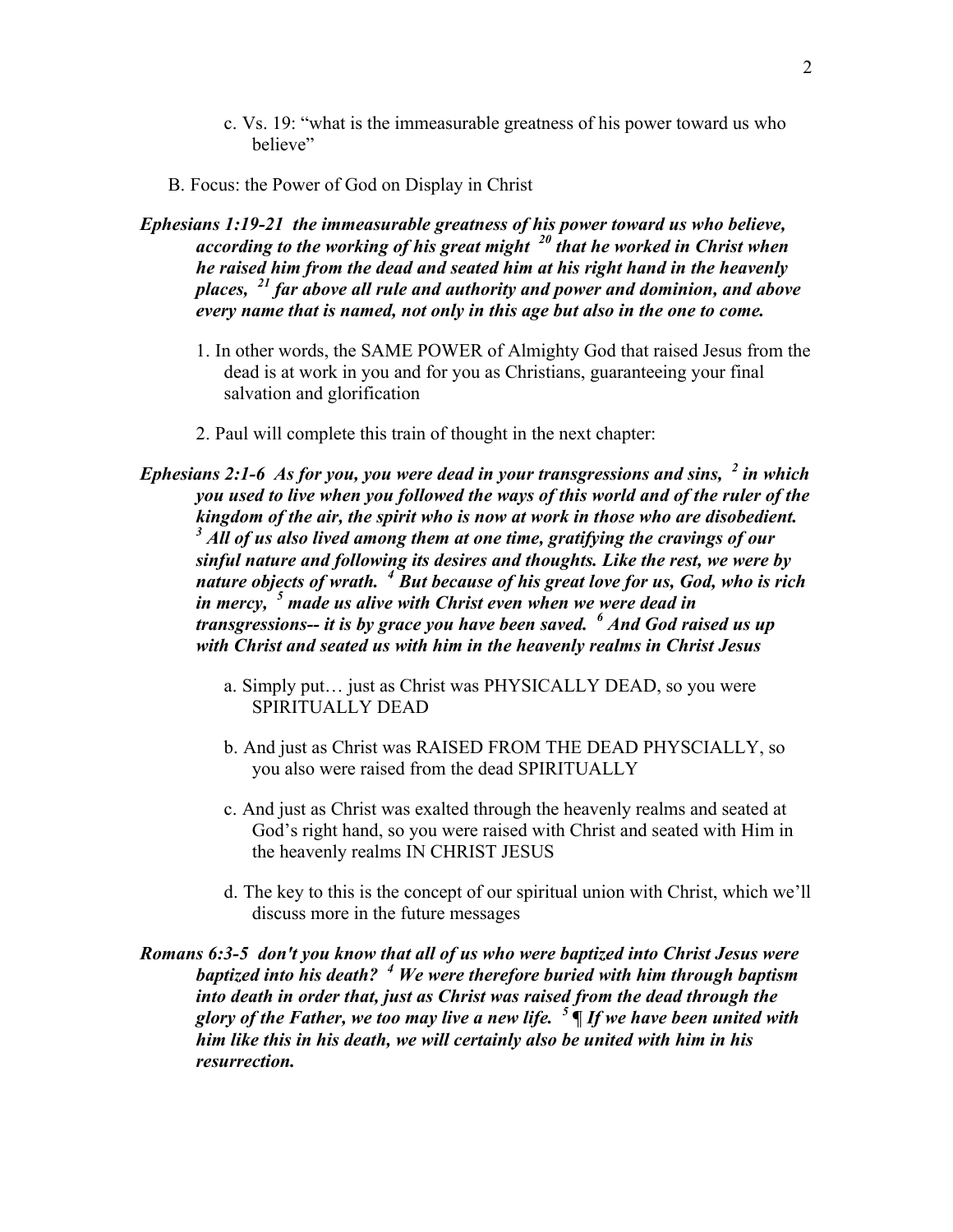c. Vs. 19: "what is the immeasurable greatness of his power toward us who believe"

B. Focus: the Power of God on Display in Christ

***Ephesians 1:19-21 the immeasurable greatness of his power toward us who believe, according to the working of his great might [20] that he worked in Christ when he raised him from the dead and seated him at his right hand in the heavenly places, [21] far above all rule and authority and power and dominion, and above every name that is named, not only in this age but also in the one to come.***

1. In other words, the SAME POWER of Almighty God that raised Jesus from the dead is at work in you and for you as Christians, guaranteeing your final salvation and glorification

2. Paul will complete this train of thought in the next chapter:

***Ephesians 2:1-6 As for you, you were dead in your transgressions and sins, [2] in which you used to live when you followed the ways of this world and of the ruler of the kingdom of the air, the spirit who is now at work in those who are disobedient. [3] All of us also lived among them at one time, gratifying the cravings of our sinful nature and following its desires and thoughts. Like the rest, we were by nature objects of wrath. [4] But because of his great love for us, God, who is rich in mercy, [5] made us alive with Christ even when we were dead in transgressions-- it is by grace you have been saved. [6] And God raised us up with Christ and seated us with him in the heavenly realms in Christ Jesus***

a. Simply put… just as Christ was PHYSICALLY DEAD, so you were SPIRITUALLY DEAD

b. And just as Christ was RAISED FROM THE DEAD PHYSCIALLY, so you also were raised from the dead SPIRITUALLY

c. And just as Christ was exalted through the heavenly realms and seated at God's right hand, so you were raised with Christ and seated with Him in the heavenly realms IN CHRIST JESUS

d. The key to this is the concept of our spiritual union with Christ, which we'll discuss more in the future messages

***Romans 6:3-5 don't you know that all of us who were baptized into Christ Jesus were baptized into his death? [4] We were therefore buried with him through baptism into death in order that, just as Christ was raised from the dead through the glory of the Father, we too may live a new life. [5] ¶ If we have been united with him like this in his death, we will certainly also be united with him in his resurrection.***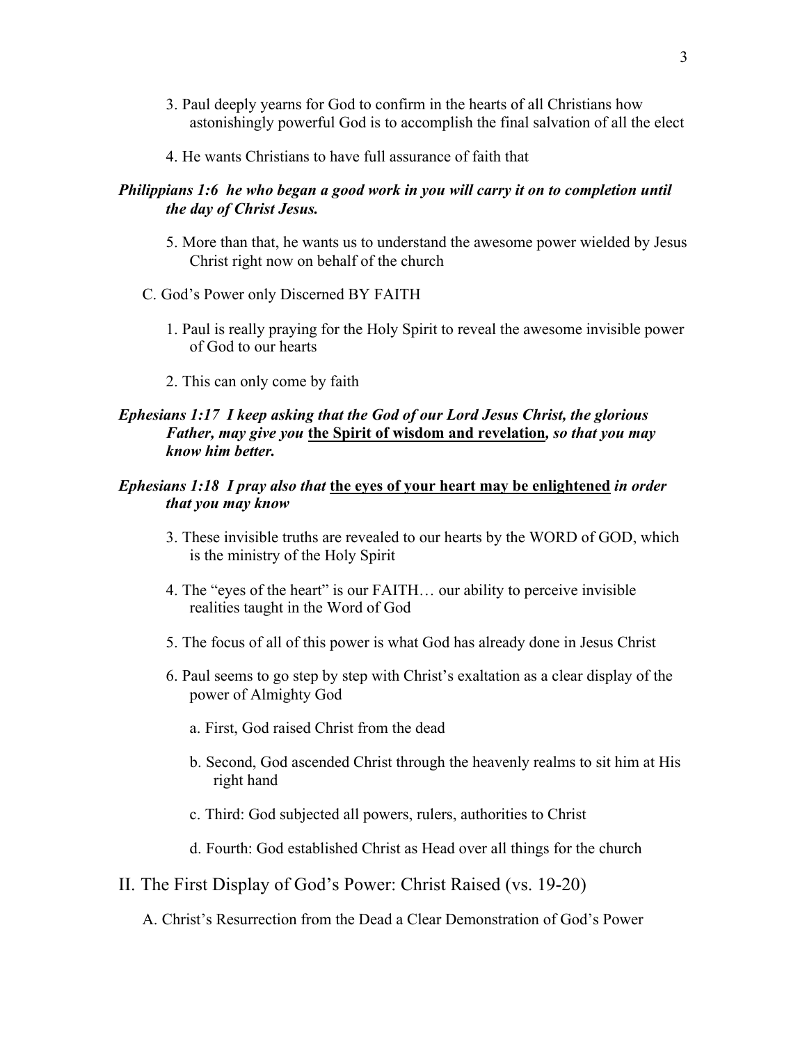3. Paul deeply yearns for God to confirm in the hearts of all Christians how astonishingly powerful God is to accomplish the final salvation of all the elect

4. He wants Christians to have full assurance of faith that

***Philippians 1:6  he who began a good work in you will carry it on to completion until the day of Christ Jesus.***

5. More than that, he wants us to understand the awesome power wielded by Jesus Christ right now on behalf of the church

C. God's Power only Discerned BY FAITH

1. Paul is really praying for the Holy Spirit to reveal the awesome invisible power of God to our hearts

2. This can only come by faith

***Ephesians 1:17  I keep asking that the God of our Lord Jesus Christ, the glorious Father, may give you*** <u>**the Spirit of wisdom and revelation**</u>***, so that you may know him better.***

***Ephesians 1:18  I pray also that*** <u>**the eyes of your heart may be enlightened**</u> ***in order that you may know***

3. These invisible truths are revealed to our hearts by the WORD of GOD, which is the ministry of the Holy Spirit

4. The "eyes of the heart" is our FAITH… our ability to perceive invisible realities taught in the Word of God

5. The focus of all of this power is what God has already done in Jesus Christ

6. Paul seems to go step by step with Christ's exaltation as a clear display of the power of Almighty God

   a. First, God raised Christ from the dead

   b. Second, God ascended Christ through the heavenly realms to sit him at His right hand

   c. Third: God subjected all powers, rulers, authorities to Christ

   d. Fourth: God established Christ as Head over all things for the church

## II. The First Display of God's Power: Christ Raised (vs. 19-20)

A. Christ's Resurrection from the Dead a Clear Demonstration of God's Power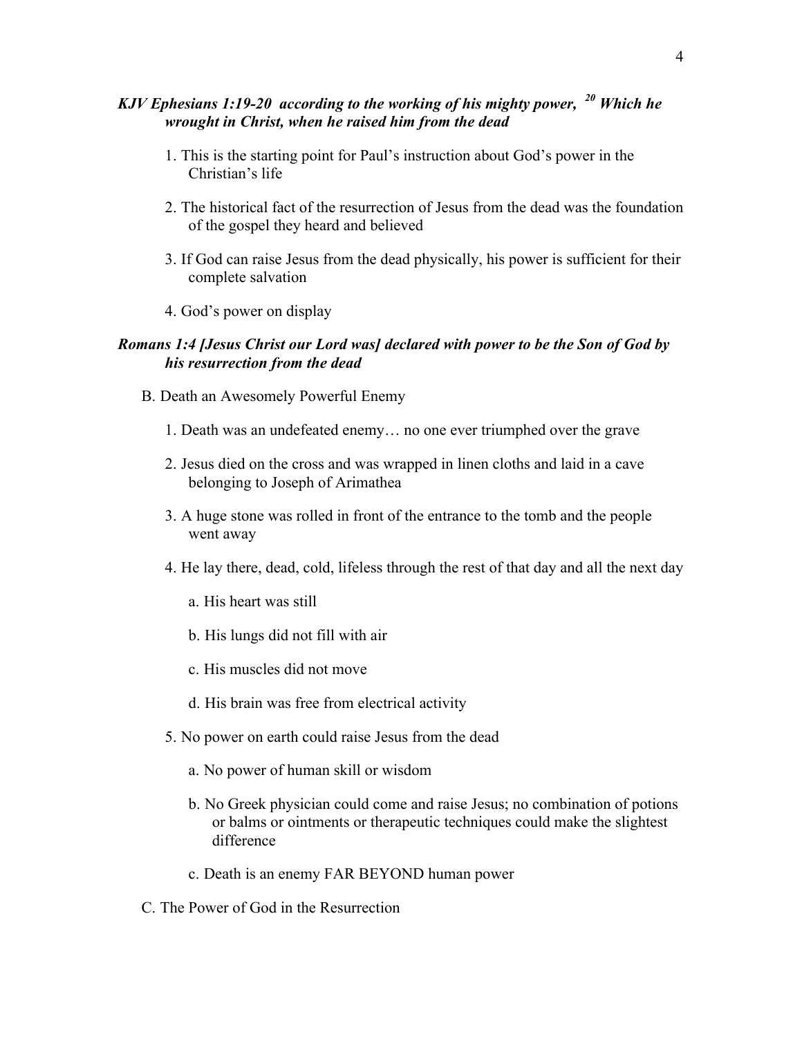***KJV Ephesians 1:19-20 according to the working of his mighty power, [20] Which he wrought in Christ, when he raised him from the dead***

1. This is the starting point for Paul's instruction about God's power in the Christian's life

2. The historical fact of the resurrection of Jesus from the dead was the foundation of the gospel they heard and believed

3. If God can raise Jesus from the dead physically, his power is sufficient for their complete salvation

4. God's power on display

***Romans 1:4 [Jesus Christ our Lord was] declared with power to be the Son of God by his resurrection from the dead***

B. Death an Awesomely Powerful Enemy

1. Death was an undefeated enemy… no one ever triumphed over the grave

2. Jesus died on the cross and was wrapped in linen cloths and laid in a cave belonging to Joseph of Arimathea

3. A huge stone was rolled in front of the entrance to the tomb and the people went away

4. He lay there, dead, cold, lifeless through the rest of that day and all the next day

   a. His heart was still

   b. His lungs did not fill with air

   c. His muscles did not move

   d. His brain was free from electrical activity

5. No power on earth could raise Jesus from the dead

   a. No power of human skill or wisdom

   b. No Greek physician could come and raise Jesus; no combination of potions or balms or ointments or therapeutic techniques could make the slightest difference

   c. Death is an enemy FAR BEYOND human power

C. The Power of God in the Resurrection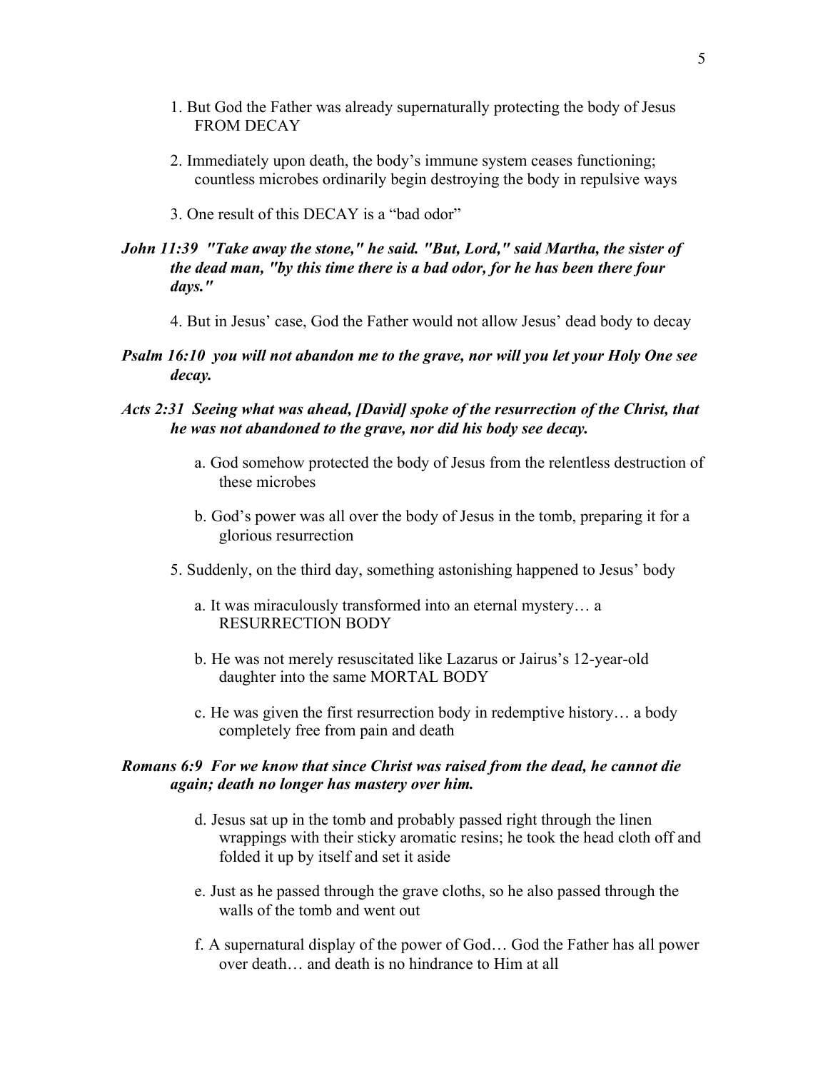1. But God the Father was already supernaturally protecting the body of Jesus FROM DECAY

2. Immediately upon death, the body's immune system ceases functioning; countless microbes ordinarily begin destroying the body in repulsive ways

3. One result of this DECAY is a "bad odor"

***John 11:39 "Take away the stone," he said. "But, Lord," said Martha, the sister of the dead man, "by this time there is a bad odor, for he has been there four days."***

4. But in Jesus' case, God the Father would not allow Jesus' dead body to decay

***Psalm 16:10 you will not abandon me to the grave, nor will you let your Holy One see decay.***

***Acts 2:31 Seeing what was ahead, [David] spoke of the resurrection of the Christ, that he was not abandoned to the grave, nor did his body see decay.***

a. God somehow protected the body of Jesus from the relentless destruction of these microbes

b. God's power was all over the body of Jesus in the tomb, preparing it for a glorious resurrection

5. Suddenly, on the third day, something astonishing happened to Jesus' body

a. It was miraculously transformed into an eternal mystery… a RESURRECTION BODY

b. He was not merely resuscitated like Lazarus or Jairus's 12-year-old daughter into the same MORTAL BODY

c. He was given the first resurrection body in redemptive history… a body completely free from pain and death

***Romans 6:9 For we know that since Christ was raised from the dead, he cannot die again; death no longer has mastery over him.***

d. Jesus sat up in the tomb and probably passed right through the linen wrappings with their sticky aromatic resins; he took the head cloth off and folded it up by itself and set it aside

e. Just as he passed through the grave cloths, so he also passed through the walls of the tomb and went out

f. A supernatural display of the power of God… God the Father has all power over death… and death is no hindrance to Him at all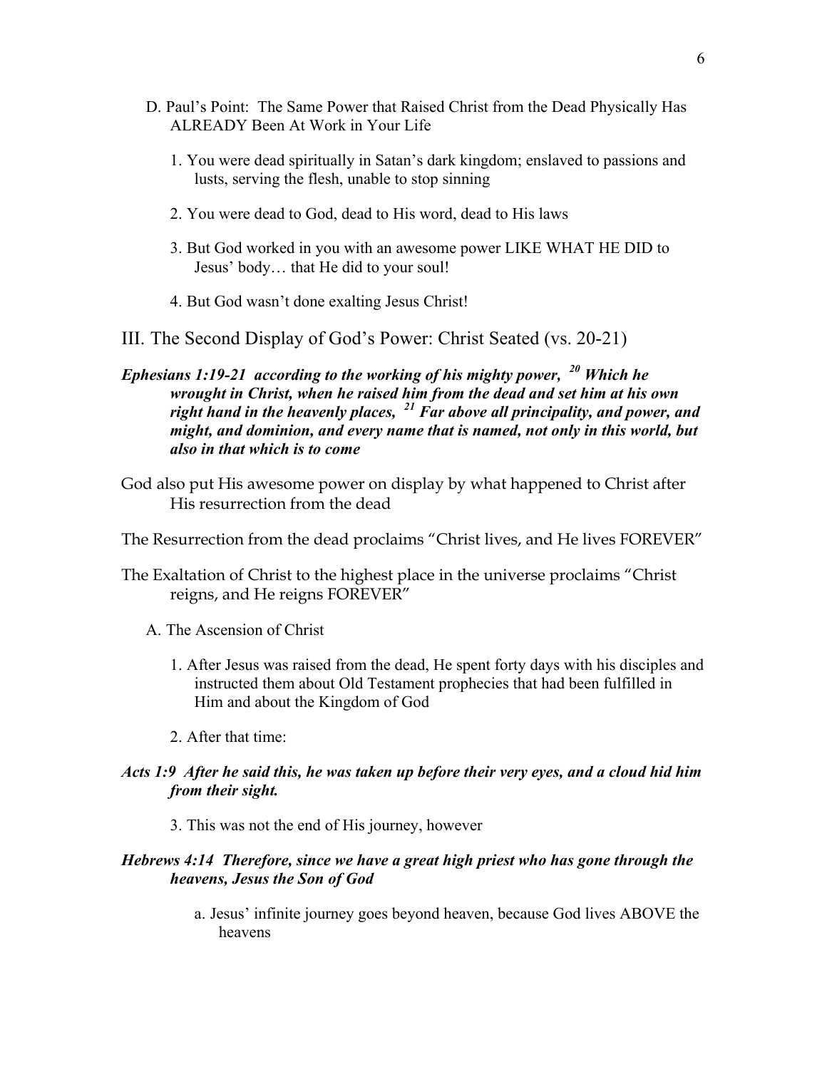D. Paul's Point: The Same Power that Raised Christ from the Dead Physically Has ALREADY Been At Work in Your Life

1. You were dead spiritually in Satan's dark kingdom; enslaved to passions and lusts, serving the flesh, unable to stop sinning

2. You were dead to God, dead to His word, dead to His laws

3. But God worked in you with an awesome power LIKE WHAT HE DID to Jesus' body… that He did to your soul!

4. But God wasn't done exalting Jesus Christ!

## III. The Second Display of God's Power: Christ Seated (vs. 20-21)

***Ephesians 1:19-21 according to the working of his mighty power, [20] Which he wrought in Christ, when he raised him from the dead and set him at his own right hand in the heavenly places, [21] Far above all principality, and power, and might, and dominion, and every name that is named, not only in this world, but also in that which is to come***

God also put His awesome power on display by what happened to Christ after His resurrection from the dead

The Resurrection from the dead proclaims "Christ lives, and He lives FOREVER"

The Exaltation of Christ to the highest place in the universe proclaims "Christ reigns, and He reigns FOREVER"

A. The Ascension of Christ

1. After Jesus was raised from the dead, He spent forty days with his disciples and instructed them about Old Testament prophecies that had been fulfilled in Him and about the Kingdom of God

2. After that time:

***Acts 1:9 After he said this, he was taken up before their very eyes, and a cloud hid him from their sight.***

3. This was not the end of His journey, however

***Hebrews 4:14 Therefore, since we have a great high priest who has gone through the heavens, Jesus the Son of God***

a. Jesus' infinite journey goes beyond heaven, because God lives ABOVE the heavens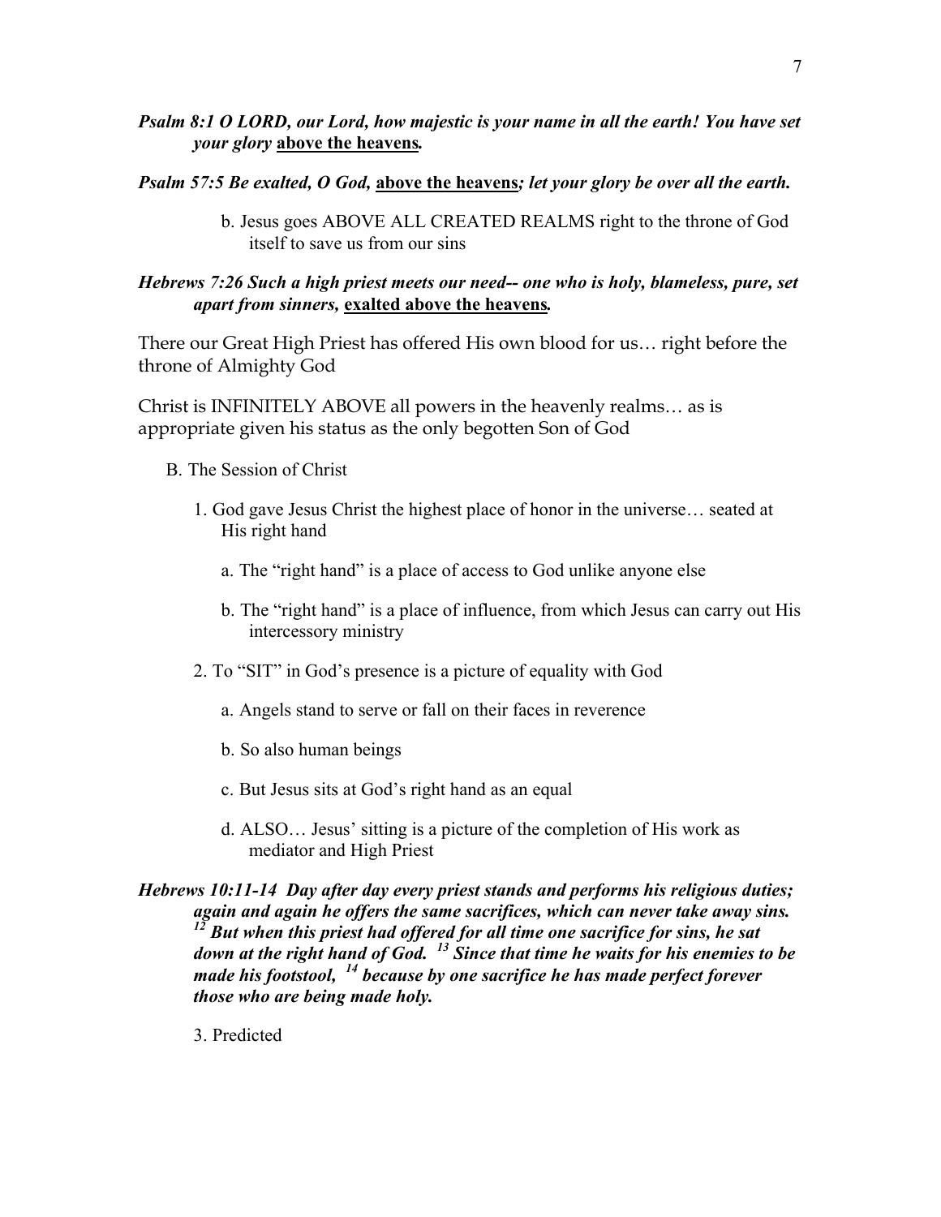***Psalm 8:1 O LORD, our Lord, how majestic is your name in all the earth! You have set your glory*** **<u>above the heavens</u>*.***

***Psalm 57:5 Be exalted, O God,*** **<u>above the heavens</u>*; let your glory be over all the earth.***

b. Jesus goes ABOVE ALL CREATED REALMS right to the throne of God itself to save us from our sins

***Hebrews 7:26 Such a high priest meets our need-- one who is holy, blameless, pure, set apart from sinners,*** **<u>exalted above the heavens</u>*.***

There our Great High Priest has offered His own blood for us… right before the throne of Almighty God

Christ is INFINITELY ABOVE all powers in the heavenly realms… as is appropriate given his status as the only begotten Son of God

B. The Session of Christ

1. God gave Jesus Christ the highest place of honor in the universe… seated at His right hand

   a. The "right hand" is a place of access to God unlike anyone else

   b. The "right hand" is a place of influence, from which Jesus can carry out His intercessory ministry

2. To "SIT" in God's presence is a picture of equality with God

   a. Angels stand to serve or fall on their faces in reverence

   b. So also human beings

   c. But Jesus sits at God's right hand as an equal

   d. ALSO… Jesus' sitting is a picture of the completion of His work as mediator and High Priest

***Hebrews 10:11-14 Day after day every priest stands and performs his religious duties; again and again he offers the same sacrifices, which can never take away sins. [12] But when this priest had offered for all time one sacrifice for sins, he sat down at the right hand of God. [13] Since that time he waits for his enemies to be made his footstool, [14] because by one sacrifice he has made perfect forever those who are being made holy.***

3. Predicted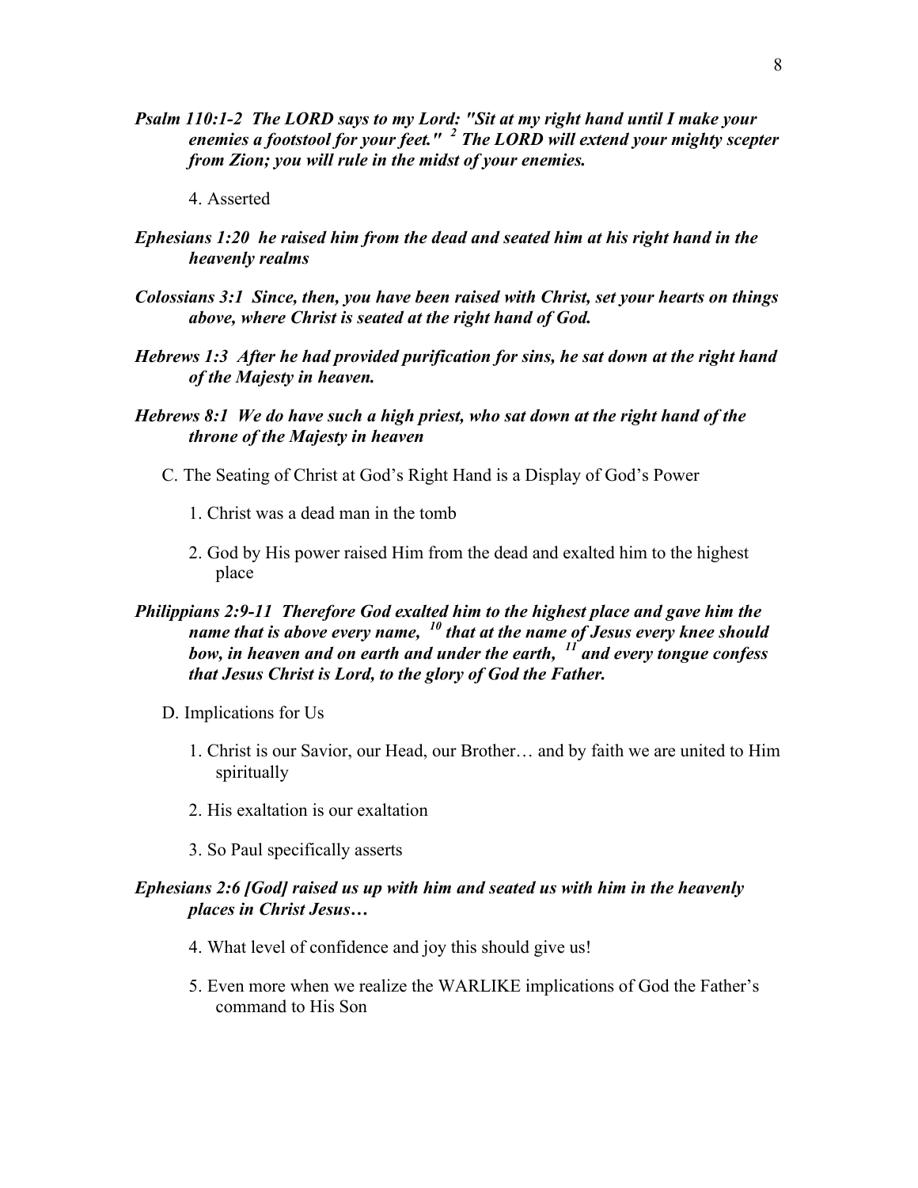***Psalm 110:1-2  The LORD says to my Lord: "Sit at my right hand until I make your enemies a footstool for your feet." [2] The LORD will extend your mighty scepter from Zion; you will rule in the midst of your enemies.***

4. Asserted

***Ephesians 1:20  he raised him from the dead and seated him at his right hand in the heavenly realms***

***Colossians 3:1  Since, then, you have been raised with Christ, set your hearts on things above, where Christ is seated at the right hand of God.***

***Hebrews 1:3  After he had provided purification for sins, he sat down at the right hand of the Majesty in heaven.***

***Hebrews 8:1  We do have such a high priest, who sat down at the right hand of the throne of the Majesty in heaven***

C. The Seating of Christ at God's Right Hand is a Display of God's Power

1. Christ was a dead man in the tomb

2. God by His power raised Him from the dead and exalted him to the highest place

***Philippians 2:9-11  Therefore God exalted him to the highest place and gave him the name that is above every name, [10] that at the name of Jesus every knee should bow, in heaven and on earth and under the earth, [11] and every tongue confess that Jesus Christ is Lord, to the glory of God the Father.***

D. Implications for Us

1. Christ is our Savior, our Head, our Brother… and by faith we are united to Him spiritually

2. His exaltation is our exaltation

3. So Paul specifically asserts

***Ephesians 2:6 [God] raised us up with him and seated us with him in the heavenly places in Christ Jesus…***

4. What level of confidence and joy this should give us!

5. Even more when we realize the WARLIKE implications of God the Father's command to His Son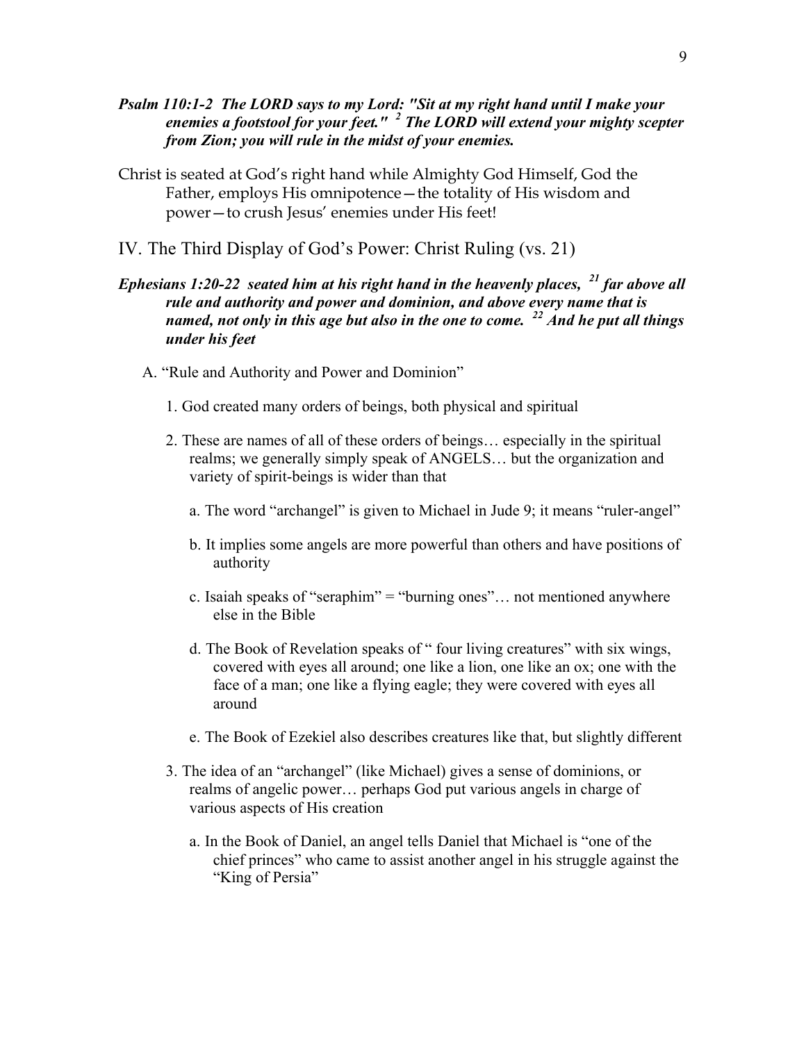***Psalm 110:1-2 The LORD says to my Lord: "Sit at my right hand until I make your enemies a footstool for your feet." [2] The LORD will extend your mighty scepter from Zion; you will rule in the midst of your enemies.***

Christ is seated at God's right hand while Almighty God Himself, God the Father, employs His omnipotence—the totality of His wisdom and power—to crush Jesus' enemies under His feet!

## IV. The Third Display of God's Power: Christ Ruling (vs. 21)

***Ephesians 1:20-22 seated him at his right hand in the heavenly places, [21] far above all rule and authority and power and dominion, and above every name that is named, not only in this age but also in the one to come. [22] And he put all things under his feet***

A. "Rule and Authority and Power and Dominion"

1. God created many orders of beings, both physical and spiritual

2. These are names of all of these orders of beings… especially in the spiritual realms; we generally simply speak of ANGELS… but the organization and variety of spirit-beings is wider than that

   a. The word "archangel" is given to Michael in Jude 9; it means "ruler-angel"

   b. It implies some angels are more powerful than others and have positions of authority

   c. Isaiah speaks of "seraphim" = "burning ones"… not mentioned anywhere else in the Bible

   d. The Book of Revelation speaks of " four living creatures" with six wings, covered with eyes all around; one like a lion, one like an ox; one with the face of a man; one like a flying eagle; they were covered with eyes all around

   e. The Book of Ezekiel also describes creatures like that, but slightly different

3. The idea of an "archangel" (like Michael) gives a sense of dominions, or realms of angelic power… perhaps God put various angels in charge of various aspects of His creation

   a. In the Book of Daniel, an angel tells Daniel that Michael is "one of the chief princes" who came to assist another angel in his struggle against the "King of Persia"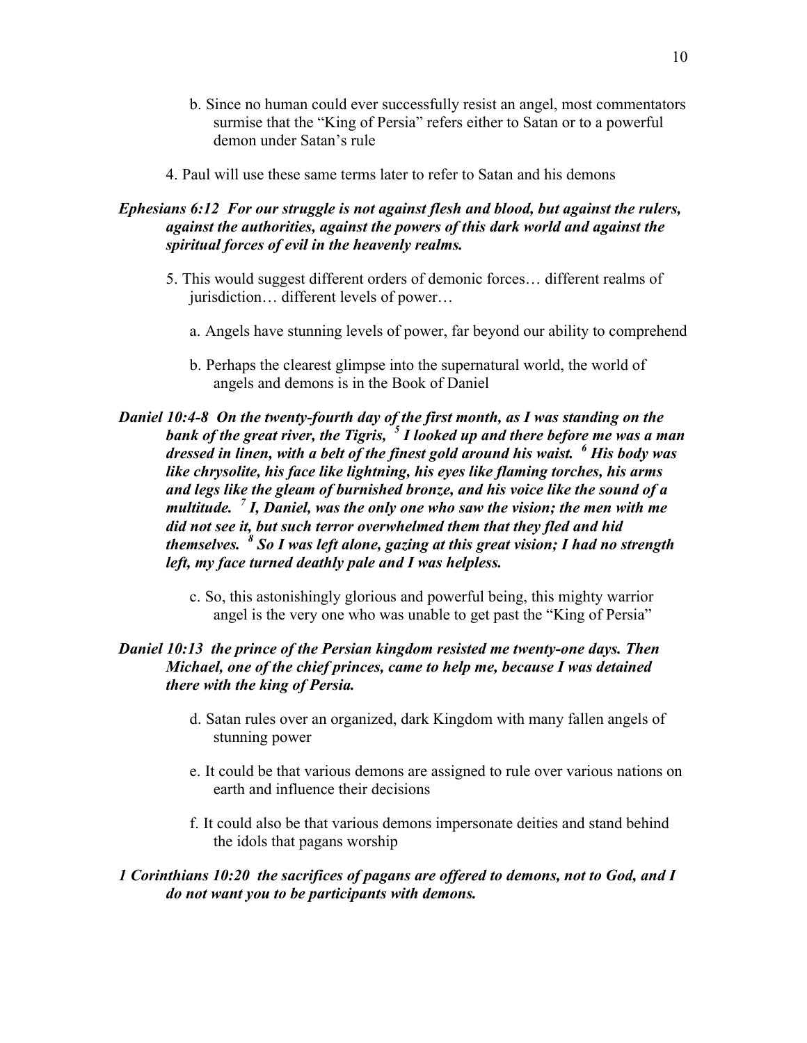b. Since no human could ever successfully resist an angel, most commentators surmise that the "King of Persia" refers either to Satan or to a powerful demon under Satan's rule

4. Paul will use these same terms later to refer to Satan and his demons

***Ephesians 6:12 For our struggle is not against flesh and blood, but against the rulers, against the authorities, against the powers of this dark world and against the spiritual forces of evil in the heavenly realms.***

5. This would suggest different orders of demonic forces… different realms of jurisdiction… different levels of power…

a. Angels have stunning levels of power, far beyond our ability to comprehend

b. Perhaps the clearest glimpse into the supernatural world, the world of angels and demons is in the Book of Daniel

***Daniel 10:4-8 On the twenty-fourth day of the first month, as I was standing on the bank of the great river, the Tigris, [5] I looked up and there before me was a man dressed in linen, with a belt of the finest gold around his waist. [6] His body was like chrysolite, his face like lightning, his eyes like flaming torches, his arms and legs like the gleam of burnished bronze, and his voice like the sound of a multitude. [7] I, Daniel, was the only one who saw the vision; the men with me did not see it, but such terror overwhelmed them that they fled and hid themselves. [8] So I was left alone, gazing at this great vision; I had no strength left, my face turned deathly pale and I was helpless.***

c. So, this astonishingly glorious and powerful being, this mighty warrior angel is the very one who was unable to get past the "King of Persia"

***Daniel 10:13 the prince of the Persian kingdom resisted me twenty-one days. Then Michael, one of the chief princes, came to help me, because I was detained there with the king of Persia.***

d. Satan rules over an organized, dark Kingdom with many fallen angels of stunning power

e. It could be that various demons are assigned to rule over various nations on earth and influence their decisions

f. It could also be that various demons impersonate deities and stand behind the idols that pagans worship

***1 Corinthians 10:20 the sacrifices of pagans are offered to demons, not to God, and I do not want you to be participants with demons.***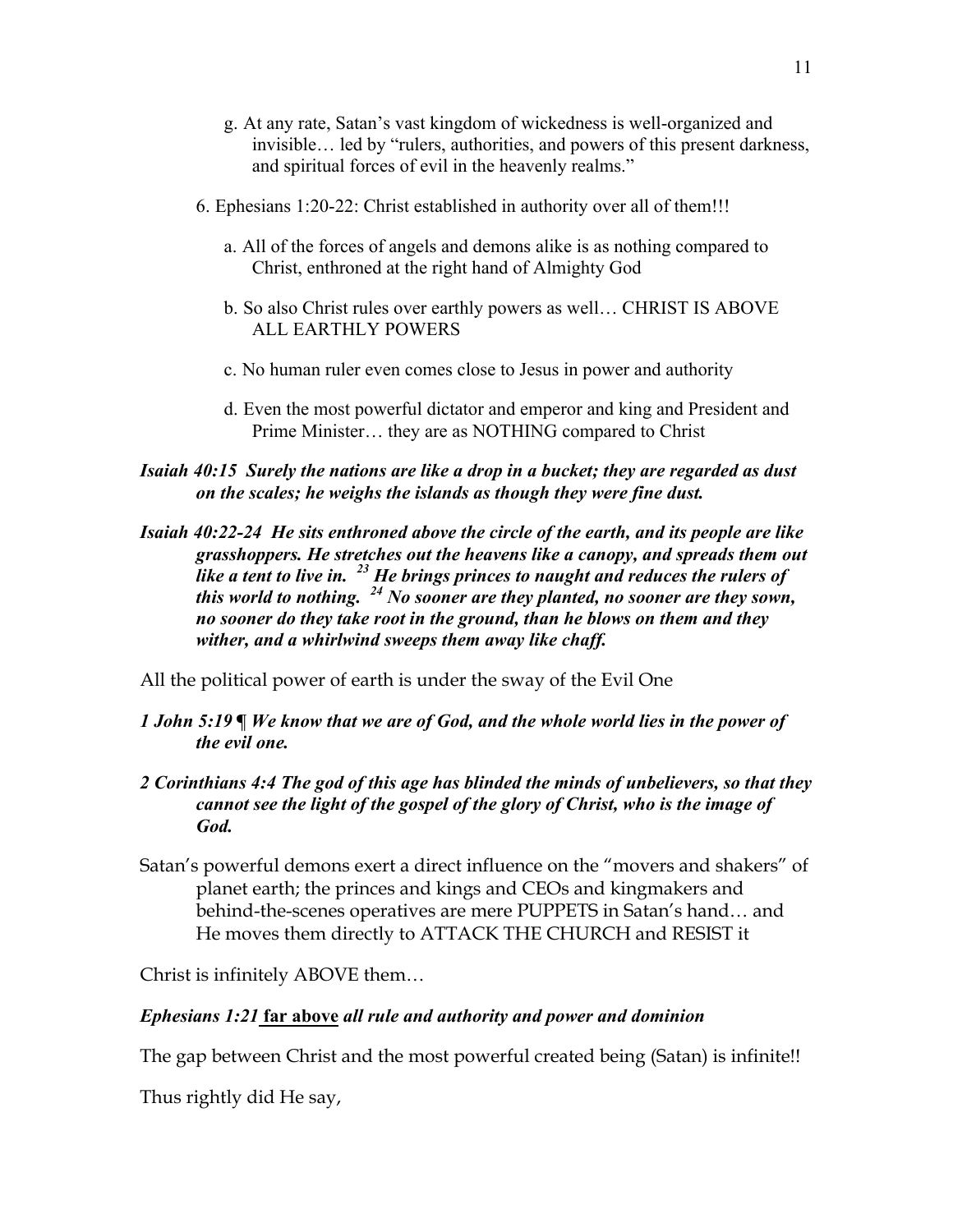g. At any rate, Satan's vast kingdom of wickedness is well-organized and invisible… led by "rulers, authorities, and powers of this present darkness, and spiritual forces of evil in the heavenly realms."

6. Ephesians 1:20-22: Christ established in authority over all of them!!!

   a. All of the forces of angels and demons alike is as nothing compared to Christ, enthroned at the right hand of Almighty God

   b. So also Christ rules over earthly powers as well… CHRIST IS ABOVE ALL EARTHLY POWERS

   c. No human ruler even comes close to Jesus in power and authority

   d. Even the most powerful dictator and emperor and king and President and Prime Minister… they are as NOTHING compared to Christ

***Isaiah 40:15  Surely the nations are like a drop in a bucket; they are regarded as dust on the scales; he weighs the islands as though they were fine dust.***

***Isaiah 40:22-24  He sits enthroned above the circle of the earth, and its people are like grasshoppers. He stretches out the heavens like a canopy, and spreads them out like a tent to live in. [23] He brings princes to naught and reduces the rulers of this world to nothing. [24] No sooner are they planted, no sooner are they sown, no sooner do they take root in the ground, than he blows on them and they wither, and a whirlwind sweeps them away like chaff.***

All the political power of earth is under the sway of the Evil One

***1 John 5:19 ¶ We know that we are of God, and the whole world lies in the power of the evil one.***

***2 Corinthians 4:4 The god of this age has blinded the minds of unbelievers, so that they cannot see the light of the gospel of the glory of Christ, who is the image of God.***

Satan's powerful demons exert a direct influence on the "movers and shakers" of planet earth; the princes and kings and CEOs and kingmakers and behind-the-scenes operatives are mere PUPPETS in Satan's hand… and He moves them directly to ATTACK THE CHURCH and RESIST it

Christ is infinitely ABOVE them…

***Ephesians 1:21*** **<u>far above</u>** ***all rule and authority and power and dominion***

The gap between Christ and the most powerful created being (Satan) is infinite!!

Thus rightly did He say,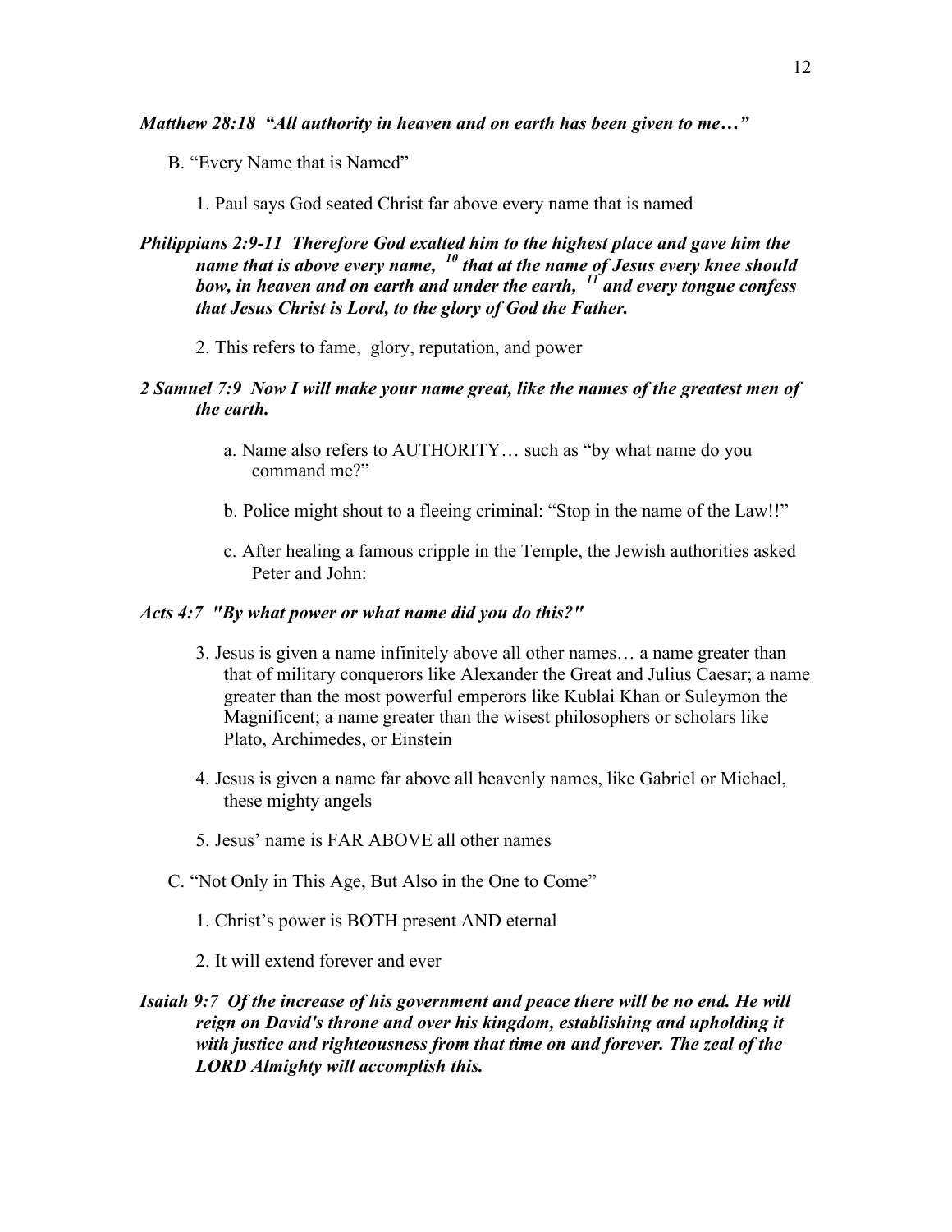***Matthew 28:18  "All authority in heaven and on earth has been given to me…"***

B. "Every Name that is Named"

1. Paul says God seated Christ far above every name that is named

***Philippians 2:9-11  Therefore God exalted him to the highest place and gave him the name that is above every name, [10] that at the name of Jesus every knee should bow, in heaven and on earth and under the earth, [11] and every tongue confess that Jesus Christ is Lord, to the glory of God the Father.***

2. This refers to fame,  glory, reputation, and power

***2 Samuel 7:9  Now I will make your name great, like the names of the greatest men of the earth.***

a. Name also refers to AUTHORITY… such as "by what name do you command me?"

b. Police might shout to a fleeing criminal: "Stop in the name of the Law!!"

c. After healing a famous cripple in the Temple, the Jewish authorities asked Peter and John:

***Acts 4:7  "By what power or what name did you do this?"***

3. Jesus is given a name infinitely above all other names… a name greater than that of military conquerors like Alexander the Great and Julius Caesar; a name greater than the most powerful emperors like Kublai Khan or Suleymon the Magnificent; a name greater than the wisest philosophers or scholars like Plato, Archimedes, or Einstein

4. Jesus is given a name far above all heavenly names, like Gabriel or Michael, these mighty angels

5. Jesus' name is FAR ABOVE all other names

C. "Not Only in This Age, But Also in the One to Come"

1. Christ's power is BOTH present AND eternal

2. It will extend forever and ever

***Isaiah 9:7  Of the increase of his government and peace there will be no end. He will reign on David's throne and over his kingdom, establishing and upholding it with justice and righteousness from that time on and forever. The zeal of the LORD Almighty will accomplish this.***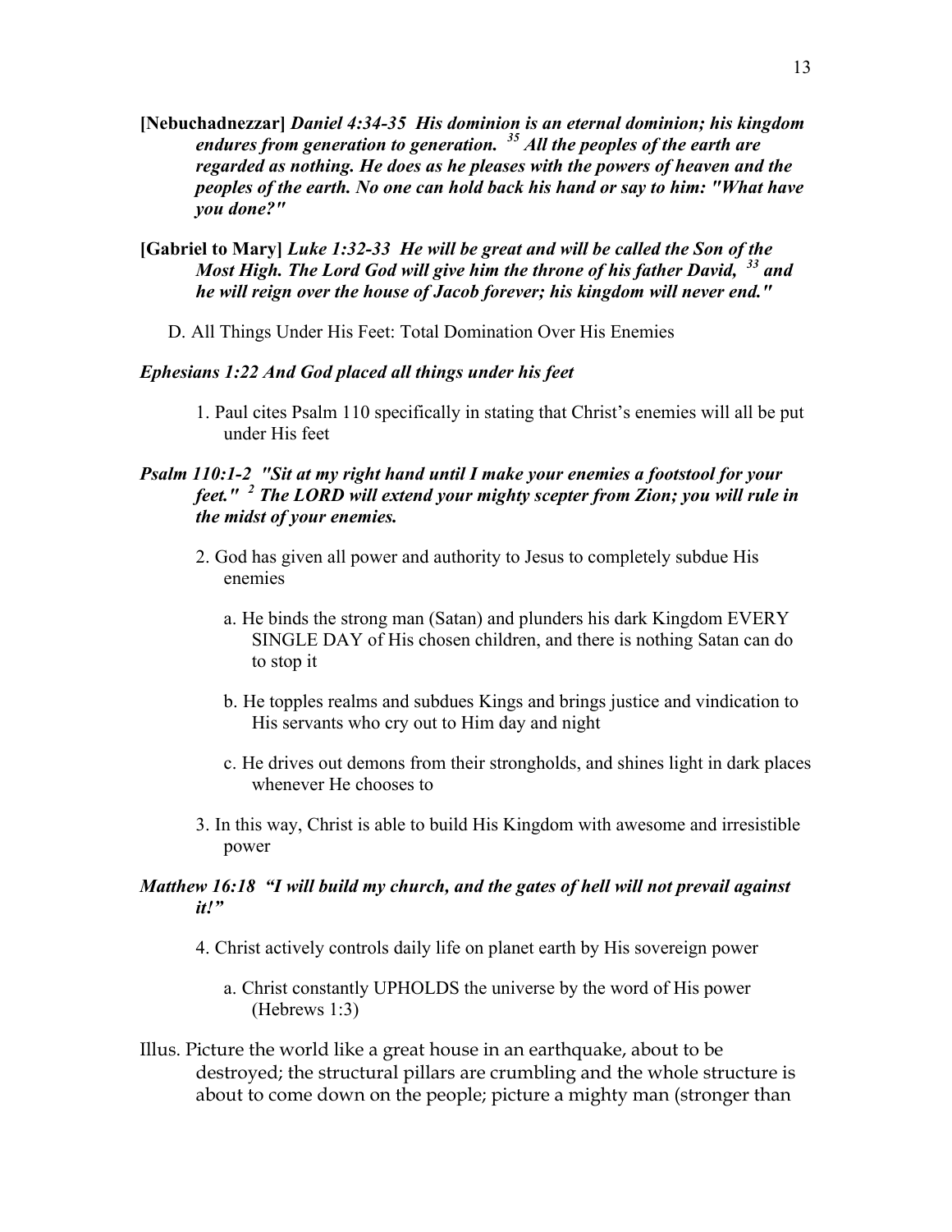**[Nebuchadnezzar]** ***Daniel 4:34-35 His dominion is an eternal dominion; his kingdom endures from generation to generation. 35 All the peoples of the earth are regarded as nothing. He does as he pleases with the powers of heaven and the peoples of the earth. No one can hold back his hand or say to him: "What have you done?"***

**[Gabriel to Mary]** ***Luke 1:32-33 He will be great and will be called the Son of the Most High. The Lord God will give him the throne of his father David, 33 and he will reign over the house of Jacob forever; his kingdom will never end."***

D. All Things Under His Feet: Total Domination Over His Enemies

***Ephesians 1:22 And God placed all things under his feet***

1. Paul cites Psalm 110 specifically in stating that Christ's enemies will all be put under His feet

***Psalm 110:1-2 "Sit at my right hand until I make your enemies a footstool for your feet." 2 The LORD will extend your mighty scepter from Zion; you will rule in the midst of your enemies.***

2. God has given all power and authority to Jesus to completely subdue His enemies

   a. He binds the strong man (Satan) and plunders his dark Kingdom EVERY SINGLE DAY of His chosen children, and there is nothing Satan can do to stop it

   b. He topples realms and subdues Kings and brings justice and vindication to His servants who cry out to Him day and night

   c. He drives out demons from their strongholds, and shines light in dark places whenever He chooses to

3. In this way, Christ is able to build His Kingdom with awesome and irresistible power

***Matthew 16:18 "I will build my church, and the gates of hell will not prevail against it!"***

4. Christ actively controls daily life on planet earth by His sovereign power

   a. Christ constantly UPHOLDS the universe by the word of His power (Hebrews 1:3)

Illus. Picture the world like a great house in an earthquake, about to be destroyed; the structural pillars are crumbling and the whole structure is about to come down on the people; picture a mighty man (stronger than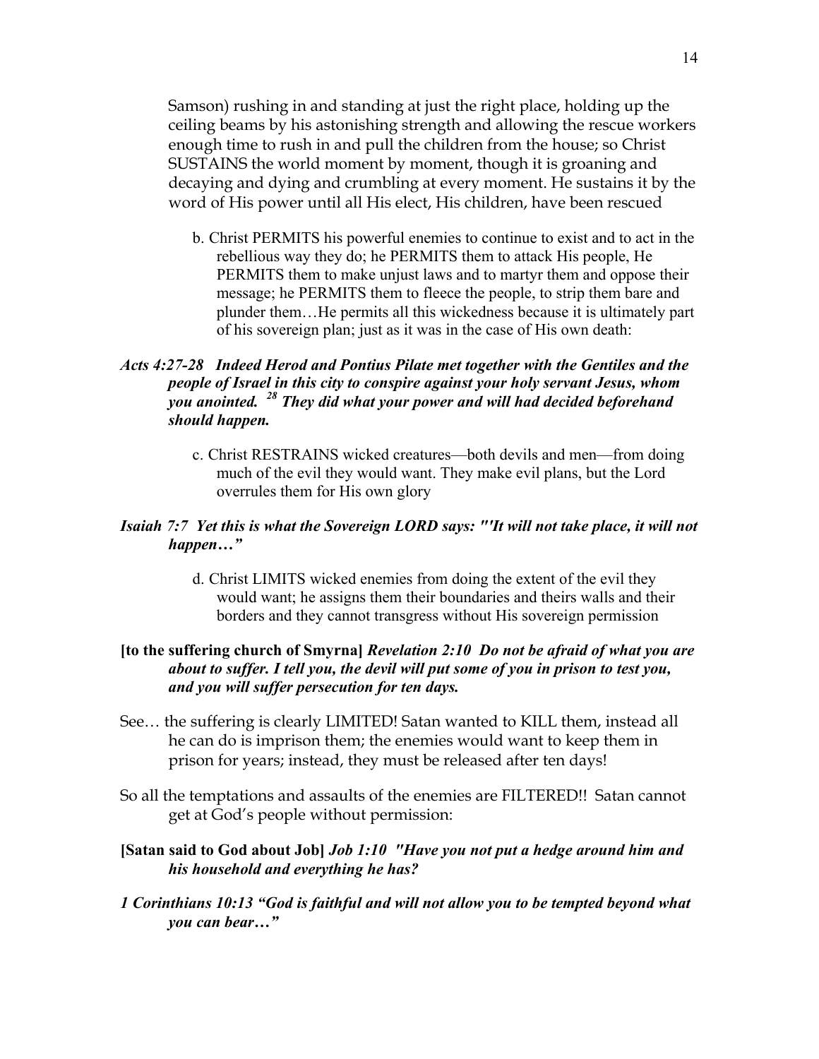Samson) rushing in and standing at just the right place, holding up the ceiling beams by his astonishing strength and allowing the rescue workers enough time to rush in and pull the children from the house; so Christ SUSTAINS the world moment by moment, though it is groaning and decaying and dying and crumbling at every moment. He sustains it by the word of His power until all His elect, His children, have been rescued

b. Christ PERMITS his powerful enemies to continue to exist and to act in the rebellious way they do; he PERMITS them to attack His people, He PERMITS them to make unjust laws and to martyr them and oppose their message; he PERMITS them to fleece the people, to strip them bare and plunder them…He permits all this wickedness because it is ultimately part of his sovereign plan; just as it was in the case of His own death:

***Acts 4:27-28 Indeed Herod and Pontius Pilate met together with the Gentiles and the people of Israel in this city to conspire against your holy servant Jesus, whom you anointed. [28] They did what your power and will had decided beforehand should happen.***

c. Christ RESTRAINS wicked creatures—both devils and men—from doing much of the evil they would want. They make evil plans, but the Lord overrules them for His own glory

***Isaiah 7:7 Yet this is what the Sovereign LORD says: "'It will not take place, it will not happen…"***

d. Christ LIMITS wicked enemies from doing the extent of the evil they would want; he assigns them their boundaries and theirs walls and their borders and they cannot transgress without His sovereign permission

**[to the suffering church of Smyrna]** ***Revelation 2:10 Do not be afraid of what you are about to suffer. I tell you, the devil will put some of you in prison to test you, and you will suffer persecution for ten days.***

See… the suffering is clearly LIMITED! Satan wanted to KILL them, instead all he can do is imprison them; the enemies would want to keep them in prison for years; instead, they must be released after ten days!

So all the temptations and assaults of the enemies are FILTERED!! Satan cannot get at God's people without permission:

**[Satan said to God about Job]** ***Job 1:10 "Have you not put a hedge around him and his household and everything he has?***

***1 Corinthians 10:13 "God is faithful and will not allow you to be tempted beyond what you can bear…"***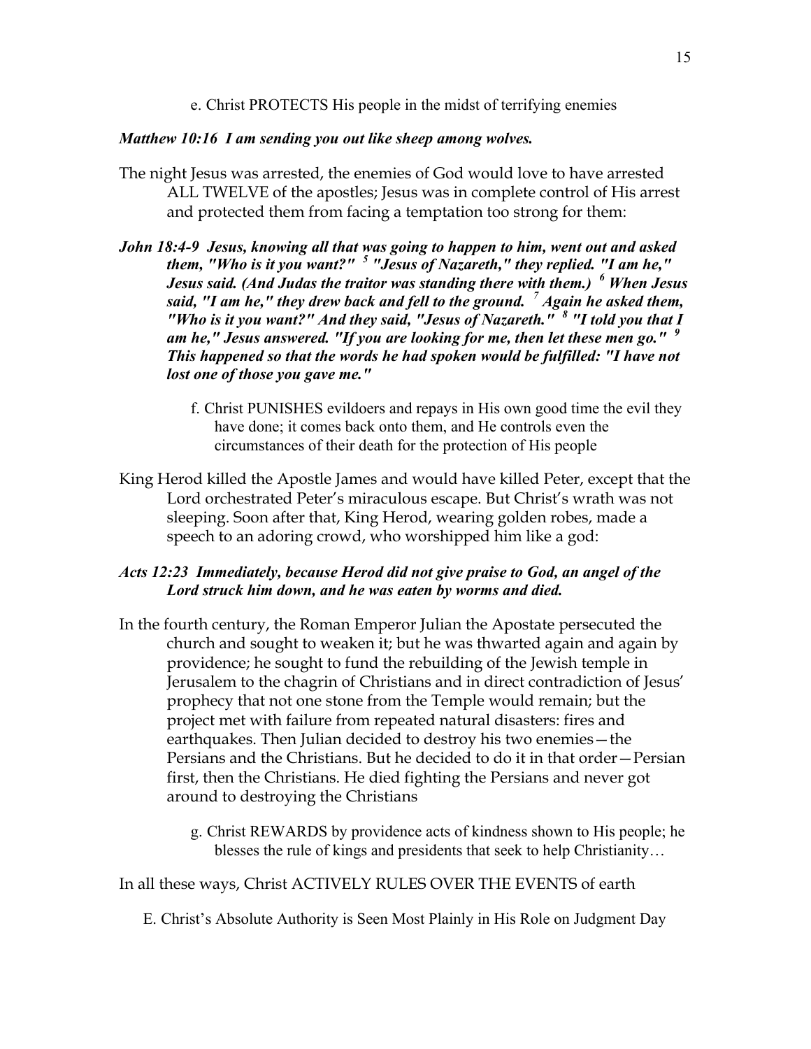e. Christ PROTECTS His people in the midst of terrifying enemies

***Matthew 10:16 I am sending you out like sheep among wolves.***

The night Jesus was arrested, the enemies of God would love to have arrested ALL TWELVE of the apostles; Jesus was in complete control of His arrest and protected them from facing a temptation too strong for them:

***John 18:4-9 Jesus, knowing all that was going to happen to him, went out and asked them, "Who is it you want?" [5] "Jesus of Nazareth," they replied. "I am he," Jesus said. (And Judas the traitor was standing there with them.) [6] When Jesus said, "I am he," they drew back and fell to the ground. [7] Again he asked them, "Who is it you want?" And they said, "Jesus of Nazareth." [8] "I told you that I am he," Jesus answered. "If you are looking for me, then let these men go." [9] This happened so that the words he had spoken would be fulfilled: "I have not lost one of those you gave me."***

f. Christ PUNISHES evildoers and repays in His own good time the evil they have done; it comes back onto them, and He controls even the circumstances of their death for the protection of His people

King Herod killed the Apostle James and would have killed Peter, except that the Lord orchestrated Peter's miraculous escape. But Christ's wrath was not sleeping. Soon after that, King Herod, wearing golden robes, made a speech to an adoring crowd, who worshipped him like a god:

***Acts 12:23 Immediately, because Herod did not give praise to God, an angel of the Lord struck him down, and he was eaten by worms and died.***

In the fourth century, the Roman Emperor Julian the Apostate persecuted the church and sought to weaken it; but he was thwarted again and again by providence; he sought to fund the rebuilding of the Jewish temple in Jerusalem to the chagrin of Christians and in direct contradiction of Jesus' prophecy that not one stone from the Temple would remain; but the project met with failure from repeated natural disasters: fires and earthquakes. Then Julian decided to destroy his two enemies—the Persians and the Christians. But he decided to do it in that order—Persian first, then the Christians. He died fighting the Persians and never got around to destroying the Christians

g. Christ REWARDS by providence acts of kindness shown to His people; he blesses the rule of kings and presidents that seek to help Christianity…

In all these ways, Christ ACTIVELY RULES OVER THE EVENTS of earth

E. Christ's Absolute Authority is Seen Most Plainly in His Role on Judgment Day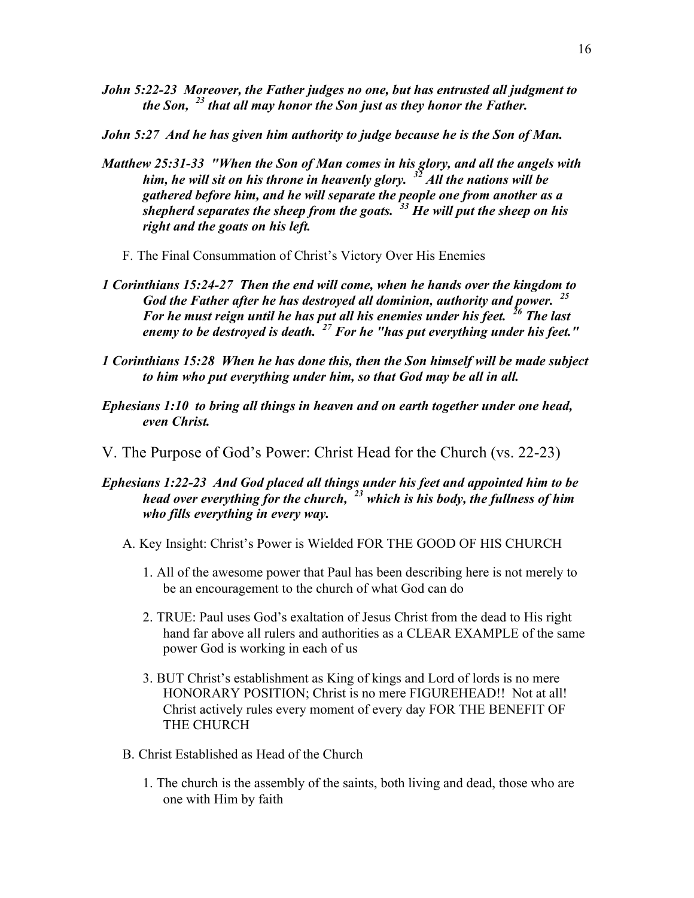***John 5:22-23 Moreover, the Father judges no one, but has entrusted all judgment to the Son, [23] that all may honor the Son just as they honor the Father.***

***John 5:27 And he has given him authority to judge because he is the Son of Man.***

***Matthew 25:31-33 "When the Son of Man comes in his glory, and all the angels with him, he will sit on his throne in heavenly glory. [32] All the nations will be gathered before him, and he will separate the people one from another as a shepherd separates the sheep from the goats. [33] He will put the sheep on his right and the goats on his left.***

F. The Final Consummation of Christ's Victory Over His Enemies

***1 Corinthians 15:24-27 Then the end will come, when he hands over the kingdom to God the Father after he has destroyed all dominion, authority and power. [25] For he must reign until he has put all his enemies under his feet. [26] The last enemy to be destroyed is death. [27] For he "has put everything under his feet."***

***1 Corinthians 15:28 When he has done this, then the Son himself will be made subject to him who put everything under him, so that God may be all in all.***

***Ephesians 1:10 to bring all things in heaven and on earth together under one head, even Christ.***

## V. The Purpose of God's Power: Christ Head for the Church (vs. 22-23)

***Ephesians 1:22-23 And God placed all things under his feet and appointed him to be head over everything for the church, [23] which is his body, the fullness of him who fills everything in every way.***

A. Key Insight: Christ's Power is Wielded FOR THE GOOD OF HIS CHURCH

1. All of the awesome power that Paul has been describing here is not merely to be an encouragement to the church of what God can do

2. TRUE: Paul uses God's exaltation of Jesus Christ from the dead to His right hand far above all rulers and authorities as a CLEAR EXAMPLE of the same power God is working in each of us

3. BUT Christ's establishment as King of kings and Lord of lords is no mere HONORARY POSITION; Christ is no mere FIGUREHEAD!! Not at all! Christ actively rules every moment of every day FOR THE BENEFIT OF THE CHURCH

B. Christ Established as Head of the Church

1. The church is the assembly of the saints, both living and dead, those who are one with Him by faith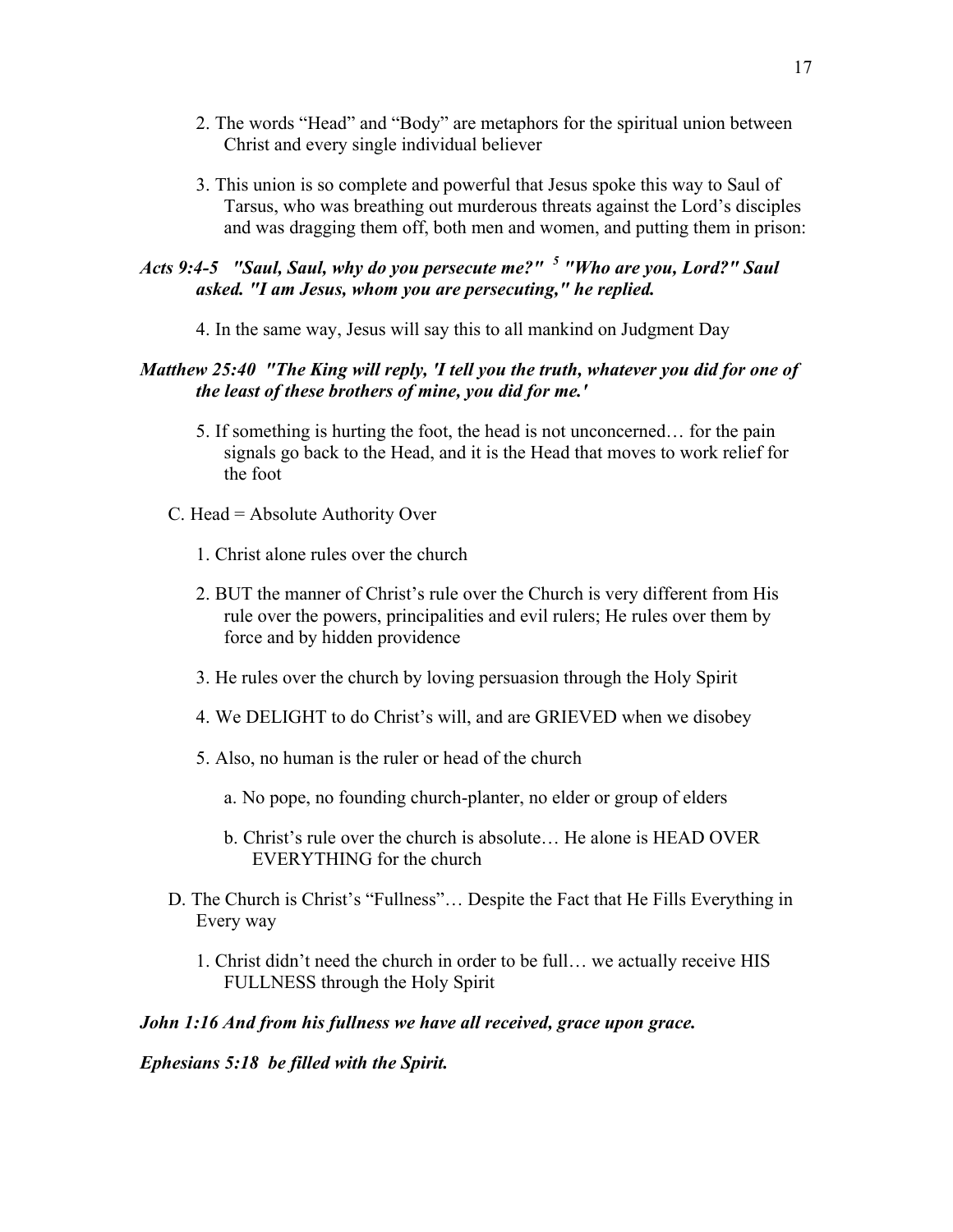2. The words "Head" and "Body" are metaphors for the spiritual union between Christ and every single individual believer

3. This union is so complete and powerful that Jesus spoke this way to Saul of Tarsus, who was breathing out murderous threats against the Lord's disciples and was dragging them off, both men and women, and putting them in prison:

***Acts 9:4-5 "Saul, Saul, why do you persecute me?" [5] "Who are you, Lord?" Saul asked. "I am Jesus, whom you are persecuting," he replied.***

4. In the same way, Jesus will say this to all mankind on Judgment Day

***Matthew 25:40 "The King will reply, 'I tell you the truth, whatever you did for one of the least of these brothers of mine, you did for me.'***

5. If something is hurting the foot, the head is not unconcerned… for the pain signals go back to the Head, and it is the Head that moves to work relief for the foot

C. Head = Absolute Authority Over

1. Christ alone rules over the church

2. BUT the manner of Christ's rule over the Church is very different from His rule over the powers, principalities and evil rulers; He rules over them by force and by hidden providence

3. He rules over the church by loving persuasion through the Holy Spirit

4. We DELIGHT to do Christ's will, and are GRIEVED when we disobey

5. Also, no human is the ruler or head of the church

a. No pope, no founding church-planter, no elder or group of elders

b. Christ's rule over the church is absolute… He alone is HEAD OVER EVERYTHING for the church

D. The Church is Christ's "Fullness"… Despite the Fact that He Fills Everything in Every way

1. Christ didn't need the church in order to be full… we actually receive HIS FULLNESS through the Holy Spirit

***John 1:16 And from his fullness we have all received, grace upon grace.***

***Ephesians 5:18 be filled with the Spirit.***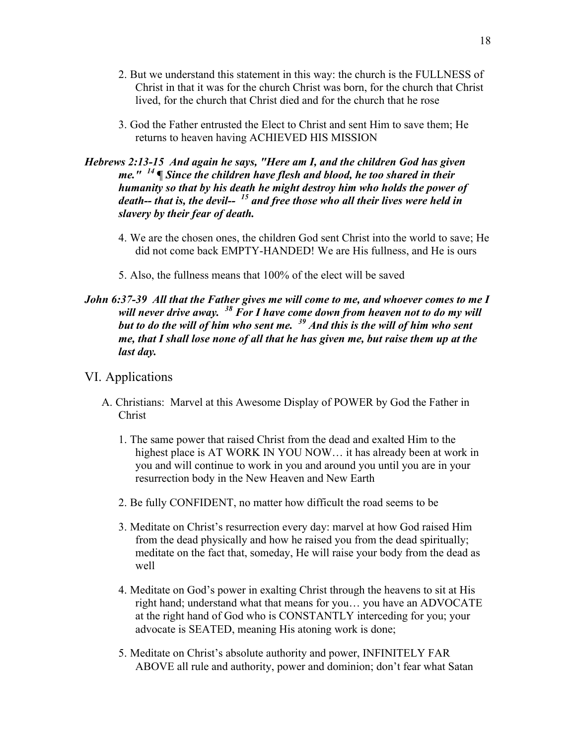2. But we understand this statement in this way: the church is the FULLNESS of Christ in that it was for the church Christ was born, for the church that Christ lived, for the church that Christ died and for the church that he rose

3. God the Father entrusted the Elect to Christ and sent Him to save them; He returns to heaven having ACHIEVED HIS MISSION

***Hebrews 2:13-15 And again he says, "Here am I, and the children God has given me." [14] ¶ Since the children have flesh and blood, he too shared in their humanity so that by his death he might destroy him who holds the power of death-- that is, the devil-- [15] and free those who all their lives were held in slavery by their fear of death.***

4. We are the chosen ones, the children God sent Christ into the world to save; He did not come back EMPTY-HANDED! We are His fullness, and He is ours

5. Also, the fullness means that 100% of the elect will be saved

***John 6:37-39 All that the Father gives me will come to me, and whoever comes to me I will never drive away. [38] For I have come down from heaven not to do my will but to do the will of him who sent me. [39] And this is the will of him who sent me, that I shall lose none of all that he has given me, but raise them up at the last day.***

## VI. Applications

A. Christians: Marvel at this Awesome Display of POWER by God the Father in Christ

1. The same power that raised Christ from the dead and exalted Him to the highest place is AT WORK IN YOU NOW… it has already been at work in you and will continue to work in you and around you until you are in your resurrection body in the New Heaven and New Earth

2. Be fully CONFIDENT, no matter how difficult the road seems to be

3. Meditate on Christ's resurrection every day: marvel at how God raised Him from the dead physically and how he raised you from the dead spiritually; meditate on the fact that, someday, He will raise your body from the dead as well

4. Meditate on God's power in exalting Christ through the heavens to sit at His right hand; understand what that means for you… you have an ADVOCATE at the right hand of God who is CONSTANTLY interceding for you; your advocate is SEATED, meaning His atoning work is done;

5. Meditate on Christ's absolute authority and power, INFINITELY FAR ABOVE all rule and authority, power and dominion; don't fear what Satan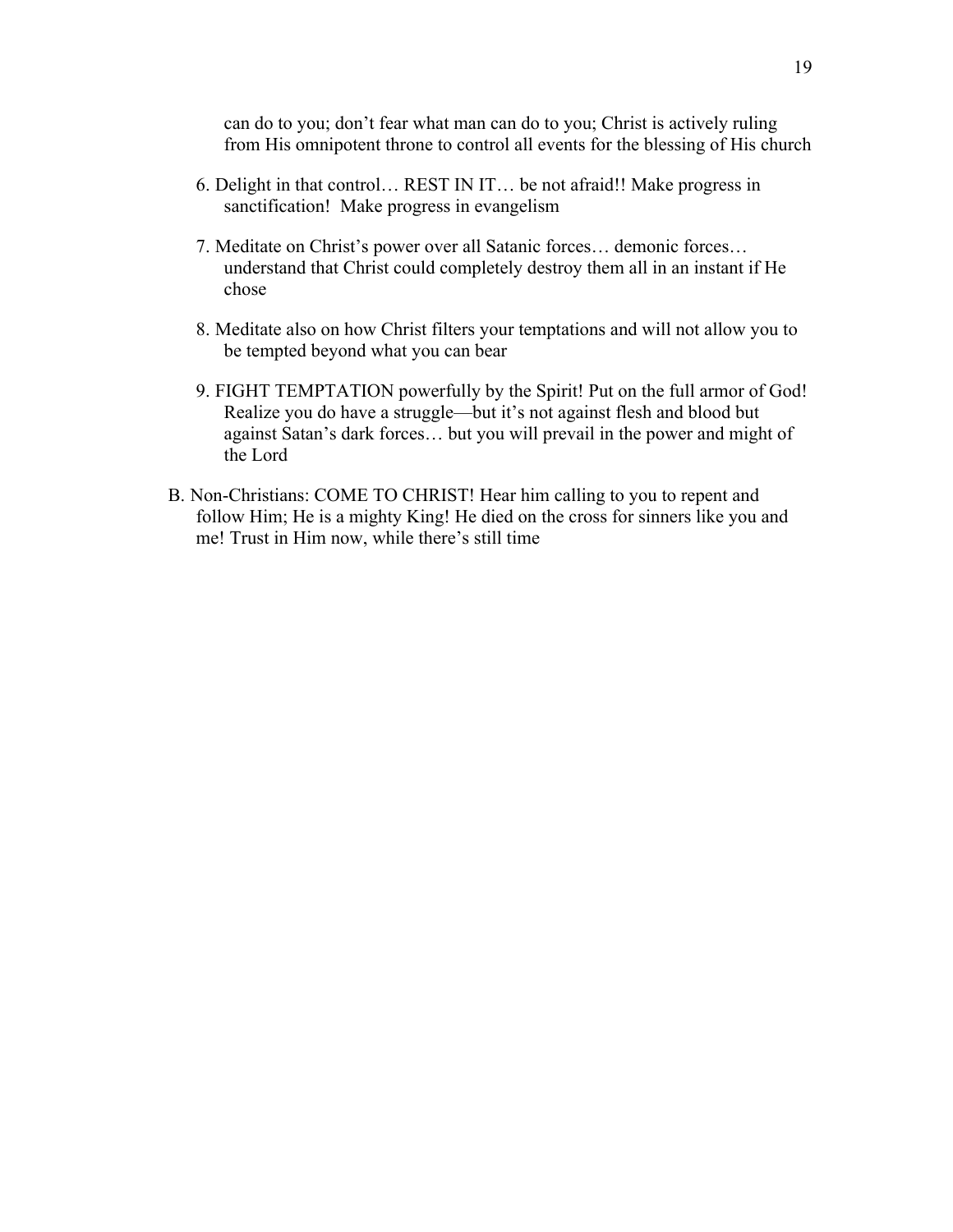can do to you; don't fear what man can do to you; Christ is actively ruling from His omnipotent throne to control all events for the blessing of His church

6. Delight in that control… REST IN IT… be not afraid!! Make progress in sanctification! Make progress in evangelism

7. Meditate on Christ's power over all Satanic forces… demonic forces… understand that Christ could completely destroy them all in an instant if He chose

8. Meditate also on how Christ filters your temptations and will not allow you to be tempted beyond what you can bear

9. FIGHT TEMPTATION powerfully by the Spirit! Put on the full armor of God! Realize you do have a struggle—but it's not against flesh and blood but against Satan's dark forces… but you will prevail in the power and might of the Lord

B. Non-Christians: COME TO CHRIST! Hear him calling to you to repent and follow Him; He is a mighty King! He died on the cross for sinners like you and me! Trust in Him now, while there's still time